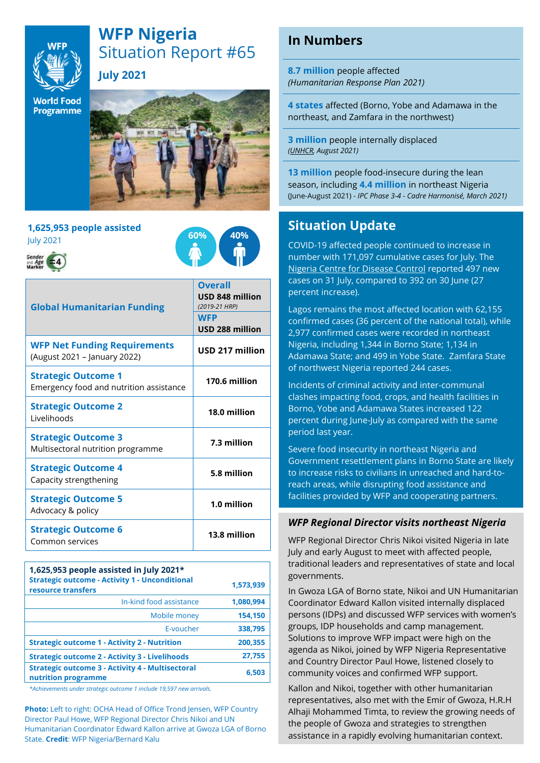# WFP Nigeria

## Situation Report #65

**July 2021**

World Food Programme

**1,625,953 people assisted**

July 2021

60% 40%

| **Global Humanitarian Funding** | **Overall** USD 848 million (2019-21 HRP) **WFP** USD 288 million |
|---|---|
| **WFP Net Funding Requirements** (August 2021 – January 2022) | **USD 217 million** |
| **Strategic Outcome 1** Emergency food and nutrition assistance | **170.6 million** |
| **Strategic Outcome 2** Livelihoods | **18.0 million** |
| **Strategic Outcome 3** Multisectoral nutrition programme | **7.3 million** |
| **Strategic Outcome 4** Capacity strengthening | **5.8 million** |
| **Strategic Outcome 5** Advocacy & policy | **1.0 million** |
| **Strategic Outcome 6** Common services | **13.8 million** |

| **1,625,953 people assisted in July 2021*** | |
|---|---|
| **Strategic outcome - Activity 1 - Unconditional resource transfers** | **1,573,939** |
| In-kind food assistance | **1,080,994** |
| Mobile money | **154,150** |
| E-voucher | **338,795** |
| **Strategic outcome 1 - Activity 2 - Nutrition** | **200,355** |
| **Strategic outcome 2 - Activity 3 - Livelihoods** | **27,755** |
| **Strategic outcome 3 - Activity 4 - Multisectoral nutrition programme** | **6,503** |

*Achievements under strategic outcome 1 include 19,597 new arrivals.*

**Photo:** Left to right: OCHA Head of Office Trond Jensen, WFP Country Director Paul Howe, WFP Regional Director Chris Nikoi and UN Humanitarian Coordinator Edward Kallon arrive at Gwoza LGA of Borno State. **Credit**: WFP Nigeria/Bernard Kalu

## In Numbers

**8.7 million** people affected
*(Humanitarian Response Plan 2021)*

**4 states** affected (Borno, Yobe and Adamawa in the northeast, and Zamfara in the northwest)

**3 million** people internally displaced
*(UNHCR, August 2021)*

**13 million** people food-insecure during the lean season, including **4.4 million** in northeast Nigeria
(June-August 2021) - *IPC Phase 3-4 - Cadre Harmonisé, March 2021)*

## Situation Update

COVID-19 affected people continued to increase in number with 171,097 cumulative cases for July. The Nigeria Centre for Disease Control reported 497 new cases on 31 July, compared to 392 on 30 June (27 percent increase).

Lagos remains the most affected location with 62,155 confirmed cases (36 percent of the national total), while 2,977 confirmed cases were recorded in northeast Nigeria, including 1,344 in Borno State; 1,134 in Adamawa State; and 499 in Yobe State. Zamfara State of northwest Nigeria reported 244 cases.

Incidents of criminal activity and inter-communal clashes impacting food, crops, and health facilities in Borno, Yobe and Adamawa States increased 122 percent during June-July as compared with the same period last year.

Severe food insecurity in northeast Nigeria and Government resettlement plans in Borno State are likely to increase risks to civilians in unreached and hard-to-reach areas, while disrupting food assistance and facilities provided by WFP and cooperating partners.

### *WFP Regional Director visits northeast Nigeria*

WFP Regional Director Chris Nikoi visited Nigeria in late July and early August to meet with affected people, traditional leaders and representatives of state and local governments.

In Gwoza LGA of Borno state, Nikoi and UN Humanitarian Coordinator Edward Kallon visited internally displaced persons (IDPs) and discussed WFP services with women's groups, IDP households and camp management. Solutions to improve WFP impact were high on the agenda as Nikoi, joined by WFP Nigeria Representative and Country Director Paul Howe, listened closely to community voices and confirmed WFP support.

Kallon and Nikoi, together with other humanitarian representatives, also met with the Emir of Gwoza, H.R.H Alhaji Mohammed Timta, to review the growing needs of the people of Gwoza and strategies to strengthen assistance in a rapidly evolving humanitarian context.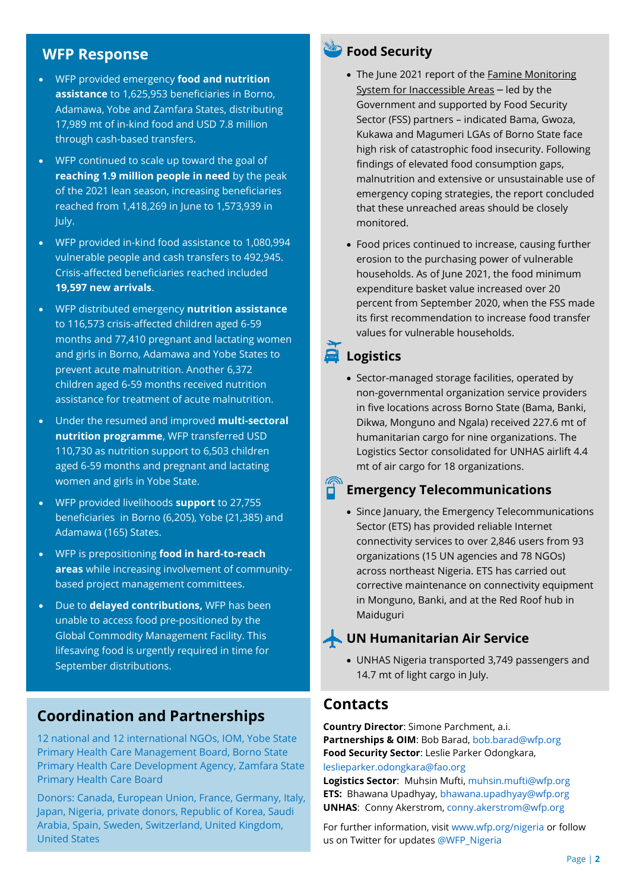## WFP Response

- WFP provided emergency **food and nutrition assistance** to 1,625,953 beneficiaries in Borno, Adamawa, Yobe and Zamfara States, distributing 17,989 mt of in-kind food and USD 7.8 million through cash-based transfers.
- WFP continued to scale up toward the goal of **reaching 1.9 million people in need** by the peak of the 2021 lean season, increasing beneficiaries reached from 1,418,269 in June to 1,573,939 in July.
- WFP provided in-kind food assistance to 1,080,994 vulnerable people and cash transfers to 492,945. Crisis-affected beneficiaries reached included **19,597 new arrivals**.
- WFP distributed emergency **nutrition assistance** to 116,573 crisis-affected children aged 6-59 months and 77,410 pregnant and lactating women and girls in Borno, Adamawa and Yobe States to prevent acute malnutrition. Another 6,372 children aged 6-59 months received nutrition assistance for treatment of acute malnutrition.
- Under the resumed and improved **multi-sectoral nutrition programme**, WFP transferred USD 110,730 as nutrition support to 6,503 children aged 6-59 months and pregnant and lactating women and girls in Yobe State.
- WFP provided livelihoods **support** to 27,755 beneficiaries in Borno (6,205), Yobe (21,385) and Adamawa (165) States.
- WFP is prepositioning **food in hard-to-reach areas** while increasing involvement of community-based project management committees.
- Due to **delayed contributions,** WFP has been unable to access food pre-positioned by the Global Commodity Management Facility. This lifesaving food is urgently required in time for September distributions.

## Coordination and Partnerships

12 national and 12 international NGOs, IOM, Yobe State Primary Health Care Management Board, Borno State Primary Health Care Development Agency, Zamfara State Primary Health Care Board

Donors: Canada, European Union, France, Germany, Italy, Japan, Nigeria, private donors, Republic of Korea, Saudi Arabia, Spain, Sweden, Switzerland, United Kingdom, United States

## Food Security

- The June 2021 report of the Famine Monitoring System for Inaccessible Areas – led by the Government and supported by Food Security Sector (FSS) partners – indicated Bama, Gwoza, Kukawa and Magumeri LGAs of Borno State face high risk of catastrophic food insecurity. Following findings of elevated food consumption gaps, malnutrition and extensive or unsustainable use of emergency coping strategies, the report concluded that these unreached areas should be closely monitored.
- Food prices continued to increase, causing further erosion to the purchasing power of vulnerable households. As of June 2021, the food minimum expenditure basket value increased over 20 percent from September 2020, when the FSS made its first recommendation to increase food transfer values for vulnerable households.

## Logistics

- Sector-managed storage facilities, operated by non-governmental organization service providers in five locations across Borno State (Bama, Banki, Dikwa, Monguno and Ngala) received 227.6 mt of humanitarian cargo for nine organizations. The Logistics Sector consolidated for UNHAS airlift 4.4 mt of air cargo for 18 organizations.

## Emergency Telecommunications

- Since January, the Emergency Telecommunications Sector (ETS) has provided reliable Internet connectivity services to over 2,846 users from 93 organizations (15 UN agencies and 78 NGOs) across northeast Nigeria. ETS has carried out corrective maintenance on connectivity equipment in Monguno, Banki, and at the Red Roof hub in Maiduguri

## UN Humanitarian Air Service

- UNHAS Nigeria transported 3,749 passengers and 14.7 mt of light cargo in July.

## Contacts

**Country Director**: Simone Parchment, a.i.
**Partnerships & OIM**: Bob Barad, bob.barad@wfp.org
**Food Security Sector**: Leslie Parker Odongkara, lesliparker.odongkara@fao.org
**Logistics Sector**: Muhsin Mufti, muhsin.mufti@wfp.org
**ETS:** Bhawana Upadhyay, bhawana.upadhyay@wfp.org
**UNHAS**: Conny Akerstrom, conny.akerstrom@wfp.org

For further information, visit www.wfp.org/nigeria or follow us on Twitter for updates @WFP_Nigeria